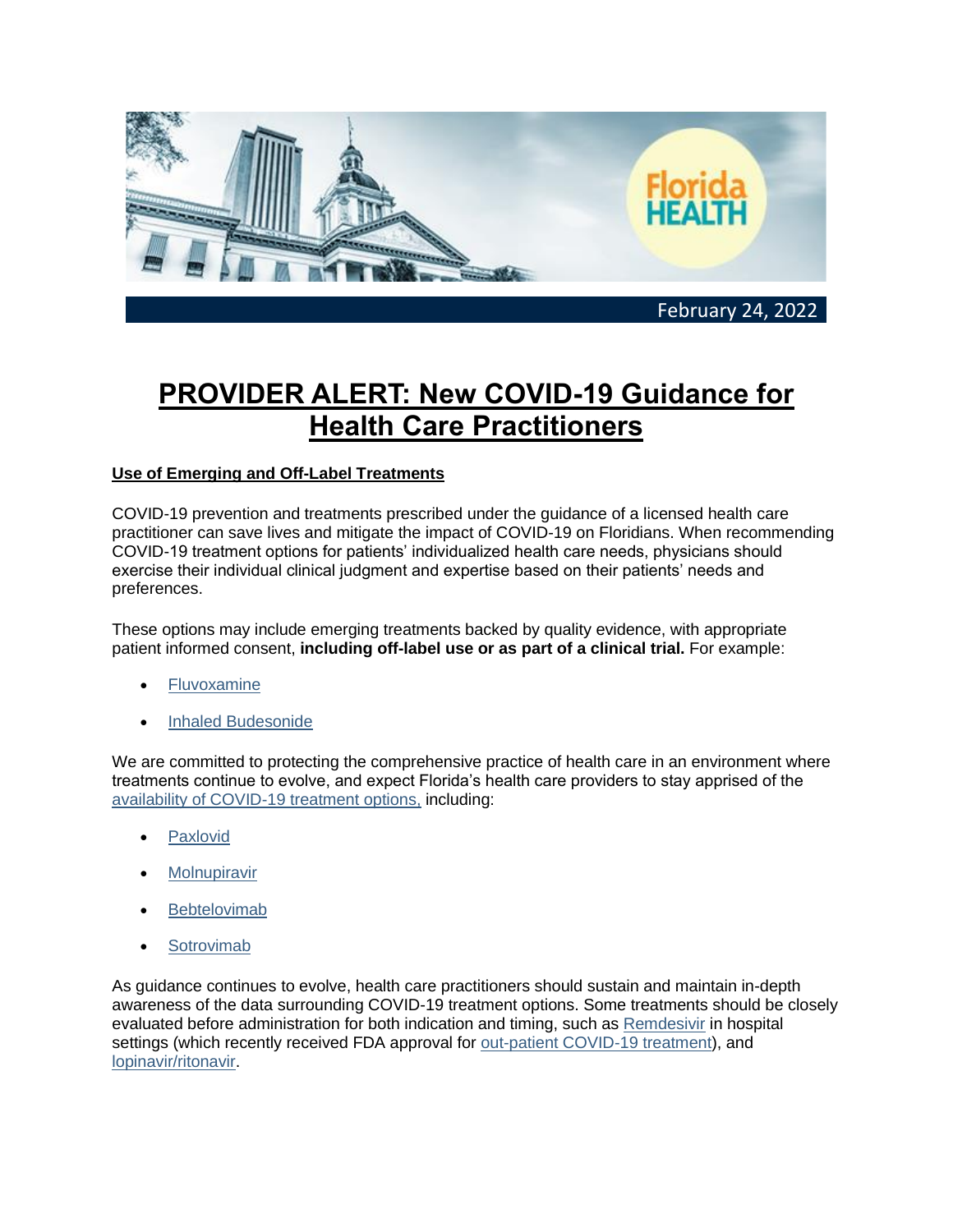February 24, 2022

# PROVIDER ALERT: New COVID-19 Guidance for Health Care Practitioners

**Use of Emerging and Off-Label Treatments**

COVID-19 prevention and treatments prescribed under the guidance of a licensed health care practitioner can save lives and mitigate the impact of COVID-19 on Floridians. When recommending COVID-19 treatment options for patients' individualized health care needs, physicians should exercise their individual clinical judgment and expertise based on their patients' needs and preferences.

These options may include emerging treatments backed by quality evidence, with appropriate patient informed consent, **including off-label use or as part of a clinical trial.** For example:

- Fluvoxamine
- Inhaled Budesonide

We are committed to protecting the comprehensive practice of health care in an environment where treatments continue to evolve, and expect Florida's health care providers to stay apprised of the availability of COVID-19 treatment options, including:

- Paxlovid
- Molnupiravir
- Bebtelovimab
- Sotrovimab

As guidance continues to evolve, health care practitioners should sustain and maintain in-depth awareness of the data surrounding COVID-19 treatment options. Some treatments should be closely evaluated before administration for both indication and timing, such as Remdesivir in hospital settings (which recently received FDA approval for out-patient COVID-19 treatment), and lopinavir/ritonavir.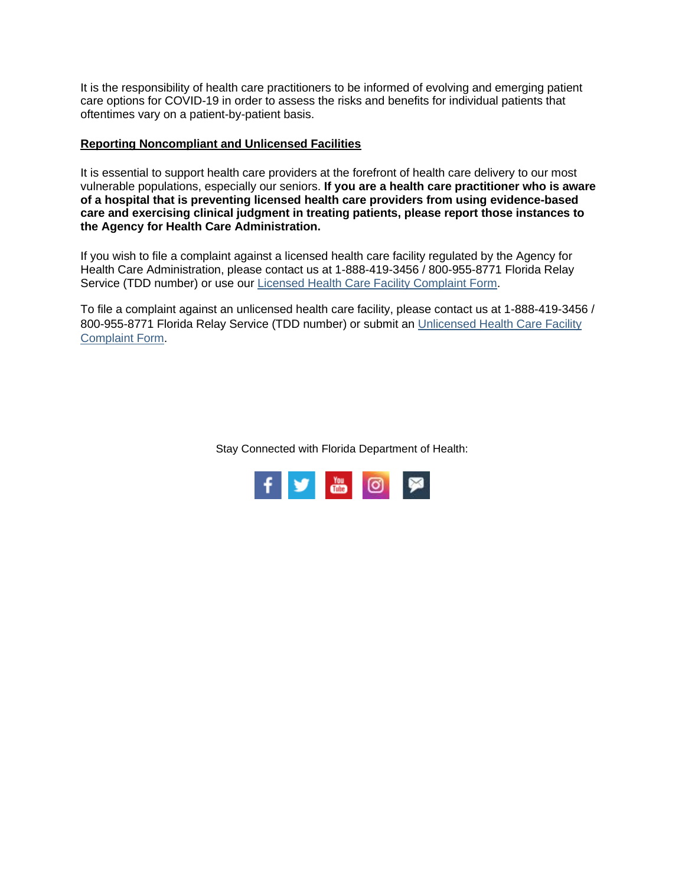It is the responsibility of health care practitioners to be informed of evolving and emerging patient care options for COVID-19 in order to assess the risks and benefits for individual patients that oftentimes vary on a patient-by-patient basis.

**Reporting Noncompliant and Unlicensed Facilities**

It is essential to support health care providers at the forefront of health care delivery to our most vulnerable populations, especially our seniors. **If you are a health care practitioner who is aware of a hospital that is preventing licensed health care providers from using evidence-based care and exercising clinical judgment in treating patients, please report those instances to the Agency for Health Care Administration.**

If you wish to file a complaint against a licensed health care facility regulated by the Agency for Health Care Administration, please contact us at 1-888-419-3456 / 800-955-8771 Florida Relay Service (TDD number) or use our Licensed Health Care Facility Complaint Form.

To file a complaint against an unlicensed health care facility, please contact us at 1-888-419-3456 / 800-955-8771 Florida Relay Service (TDD number) or submit an Unlicensed Health Care Facility Complaint Form.

Stay Connected with Florida Department of Health: